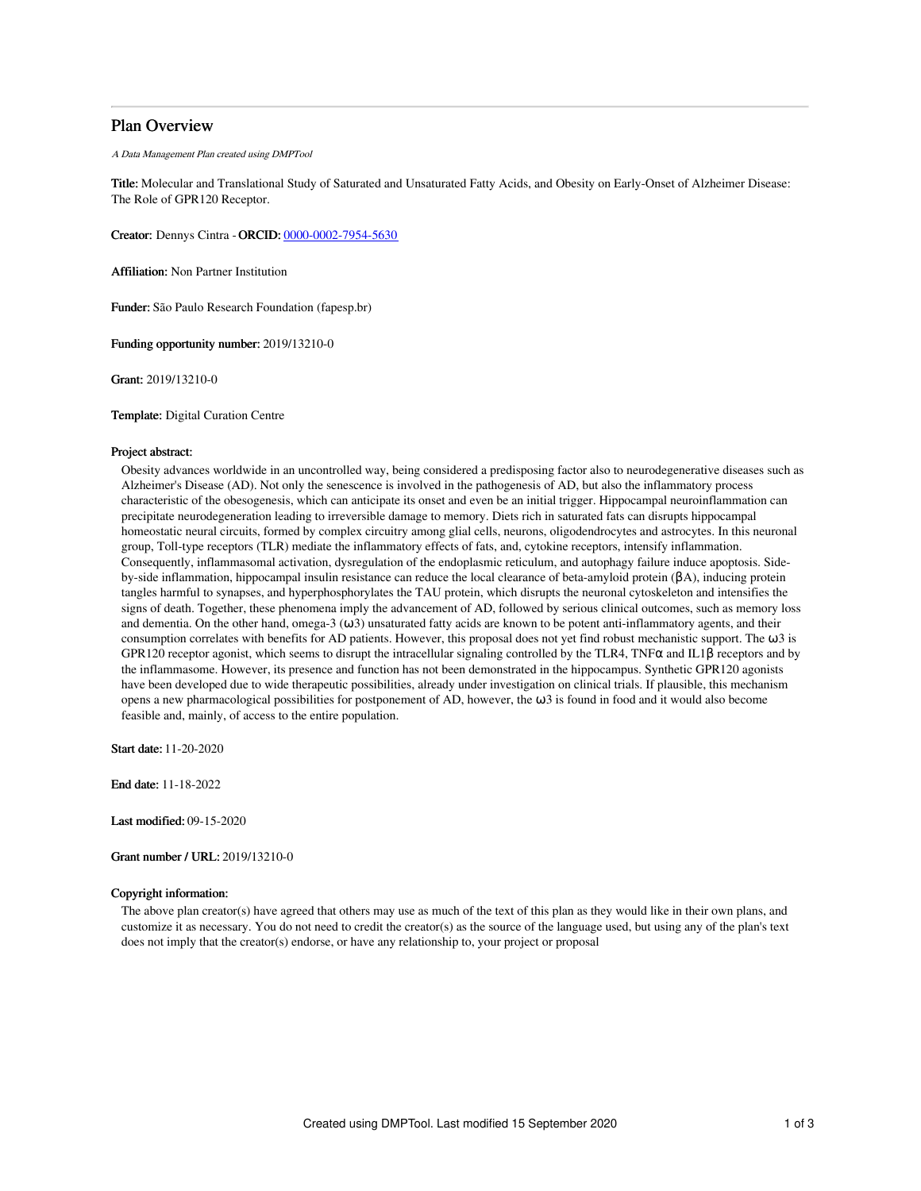# Plan Overview

*A Data Management Plan created using DMPTool*

**Title:** Molecular and Translational Study of Saturated and Unsaturated Fatty Acids, and Obesity on Early-Onset of Alzheimer Disease: The Role of GPR120 Receptor.

**Creator:** Dennys Cintra - **ORCID:** 0000-0002-7954-5630

**Affiliation:** Non Partner Institution

**Funder:** São Paulo Research Foundation (fapesp.br)

**Funding opportunity number:** 2019/13210-0

**Grant:** 2019/13210-0

**Template:** Digital Curation Centre

**Project abstract:**

Obesity advances worldwide in an uncontrolled way, being considered a predisposing factor also to neurodegenerative diseases such as Alzheimer's Disease (AD). Not only the senescence is involved in the pathogenesis of AD, but also the inflammatory process characteristic of the obesogenesis, which can anticipate its onset and even be an initial trigger. Hippocampal neuroinflammation can precipitate neurodegeneration leading to irreversible damage to memory. Diets rich in saturated fats can disrupts hippocampal homeostatic neural circuits, formed by complex circuitry among glial cells, neurons, oligodendrocytes and astrocytes. In this neuronal group, Toll-type receptors (TLR) mediate the inflammatory effects of fats, and, cytokine receptors, intensify inflammation. Consequently, inflammasomal activation, dysregulation of the endoplasmic reticulum, and autophagy failure induce apoptosis. Side-by-side inflammation, hippocampal insulin resistance can reduce the local clearance of beta-amyloid protein (βA), inducing protein tangles harmful to synapses, and hyperphosphorylates the TAU protein, which disrupts the neuronal cytoskeleton and intensifies the signs of death. Together, these phenomena imply the advancement of AD, followed by serious clinical outcomes, such as memory loss and dementia. On the other hand, omega-3 (ω3) unsaturated fatty acids are known to be potent anti-inflammatory agents, and their consumption correlates with benefits for AD patients. However, this proposal does not yet find robust mechanistic support. The ω3 is GPR120 receptor agonist, which seems to disrupt the intracellular signaling controlled by the TLR4, TNFα and IL1β receptors and by the inflammasome. However, its presence and function has not been demonstrated in the hippocampus. Synthetic GPR120 agonists have been developed due to wide therapeutic possibilities, already under investigation on clinical trials. If plausible, this mechanism opens a new pharmacological possibilities for postponement of AD, however, the ω3 is found in food and it would also become feasible and, mainly, of access to the entire population.

**Start date:** 11-20-2020

**End date:** 11-18-2022

**Last modified:** 09-15-2020

**Grant number / URL:** 2019/13210-0

**Copyright information:**

The above plan creator(s) have agreed that others may use as much of the text of this plan as they would like in their own plans, and customize it as necessary. You do not need to credit the creator(s) as the source of the language used, but using any of the plan's text does not imply that the creator(s) endorse, or have any relationship to, your project or proposal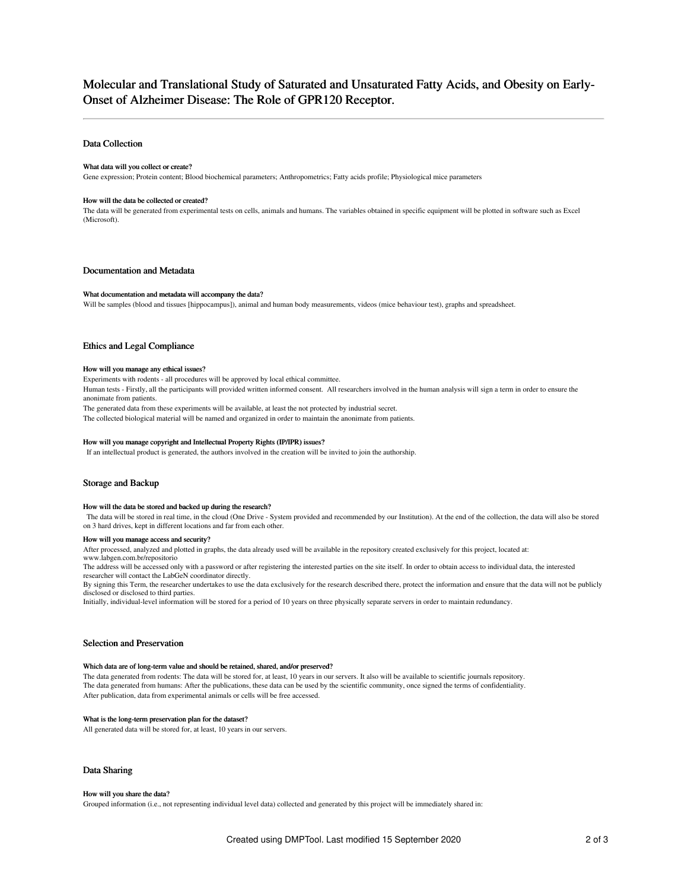# Molecular and Translational Study of Saturated and Unsaturated Fatty Acids, and Obesity on Early-Onset of Alzheimer Disease: The Role of GPR120 Receptor.

## Data Collection

### What data will you collect or create?

Gene expression; Protein content; Blood biochemical parameters; Anthropometrics; Fatty acids profile; Physiological mice parameters

### How will the data be collected or created?

The data will be generated from experimental tests on cells, animals and humans. The variables obtained in specific equipment will be plotted in software such as Excel (Microsoft).

## Documentation and Metadata

### What documentation and metadata will accompany the data?

Will be samples (blood and tissues [hippocampus]), animal and human body measurements, videos (mice behaviour test), graphs and spreadsheet.

## Ethics and Legal Compliance

### How will you manage any ethical issues?

Experiments with rodents - all procedures will be approved by local ethical committee.

Human tests - Firstly, all the participants will provided written informed consent. All researchers involved in the human analysis will sign a term in order to ensure the anonimate from patients.

The generated data from these experiments will be available, at least the not protected by industrial secret.

The collected biological material will be named and organized in order to maintain the anonimate from patients.

### How will you manage copyright and Intellectual Property Rights (IP/IPR) issues?

If an intellectual product is generated, the authors involved in the creation will be invited to join the authorship.

## Storage and Backup

### How will the data be stored and backed up during the research?

The data will be stored in real time, in the cloud (One Drive - System provided and recommended by our Institution). At the end of the collection, the data will also be stored on 3 hard drives, kept in different locations and far from each other.

### How will you manage access and security?

After processed, analyzed and plotted in graphs, the data already used will be available in the repository created exclusively for this project, located at: www.labgen.com.br/repositorio

The address will be accessed only with a password or after registering the interested parties on the site itself. In order to obtain access to individual data, the interested researcher will contact the LabGeN coordinator directly.

By signing this Term, the researcher undertakes to use the data exclusively for the research described there, protect the information and ensure that the data will not be publicly disclosed or disclosed to third parties.

Initially, individual-level information will be stored for a period of 10 years on three physically separate servers in order to maintain redundancy.

## Selection and Preservation

### Which data are of long-term value and should be retained, shared, and/or preserved?

The data generated from rodents: The data will be stored for, at least, 10 years in our servers. It also will be available to scientific journals repository.

The data generated from humans: After the publications, these data can be used by the scientific community, once signed the terms of confidentiality.

After publication, data from experimental animals or cells will be free accessed.

### What is the long-term preservation plan for the dataset?

All generated data will be stored for, at least, 10 years in our servers.

## Data Sharing

### How will you share the data?

Grouped information (i.e., not representing individual level data) collected and generated by this project will be immediately shared in: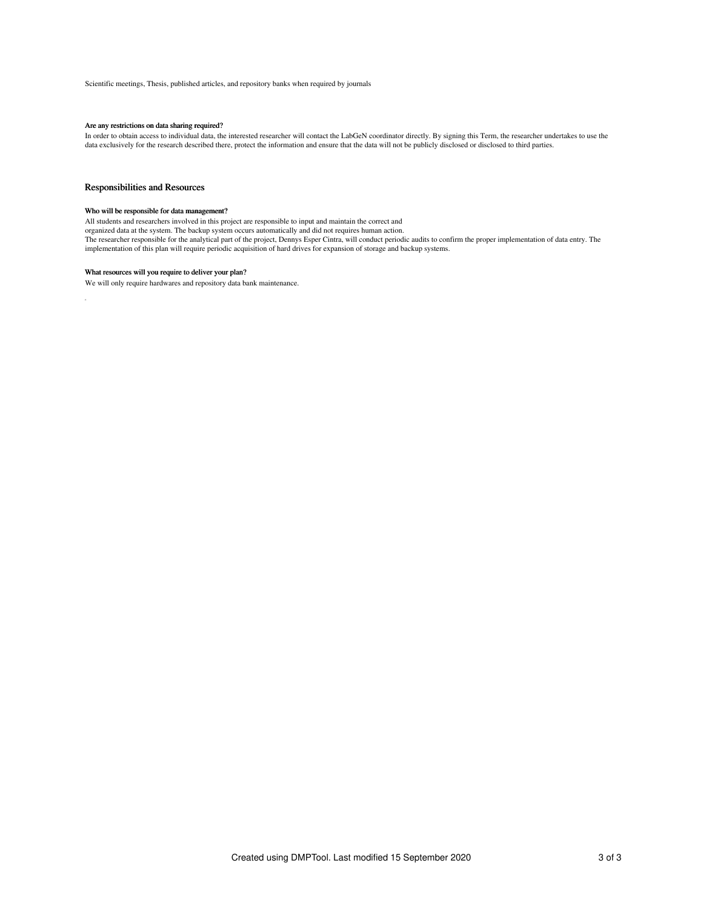Scientific meetings, Thesis, published articles, and repository banks when required by journals

#### Are any restrictions on data sharing required?

In order to obtain access to individual data, the interested researcher will contact the LabGeN coordinator directly. By signing this Term, the researcher undertakes to use the data exclusively for the research described there, protect the information and ensure that the data will not be publicly disclosed or disclosed to third parties.

### Responsibilities and Resources

#### Who will be responsible for data management?

All students and researchers involved in this project are responsible to input and maintain the correct and
organized data at the system. The backup system occurs automatically and did not requires human action.
The researcher responsible for the analytical part of the project, Dennys Esper Cintra, will conduct periodic audits to confirm the proper implementation of data entry. The implementation of this plan will require periodic acquisition of hard drives for expansion of storage and backup systems.

#### What resources will you require to deliver your plan?

We will only require hardwares and repository data bank maintenance.